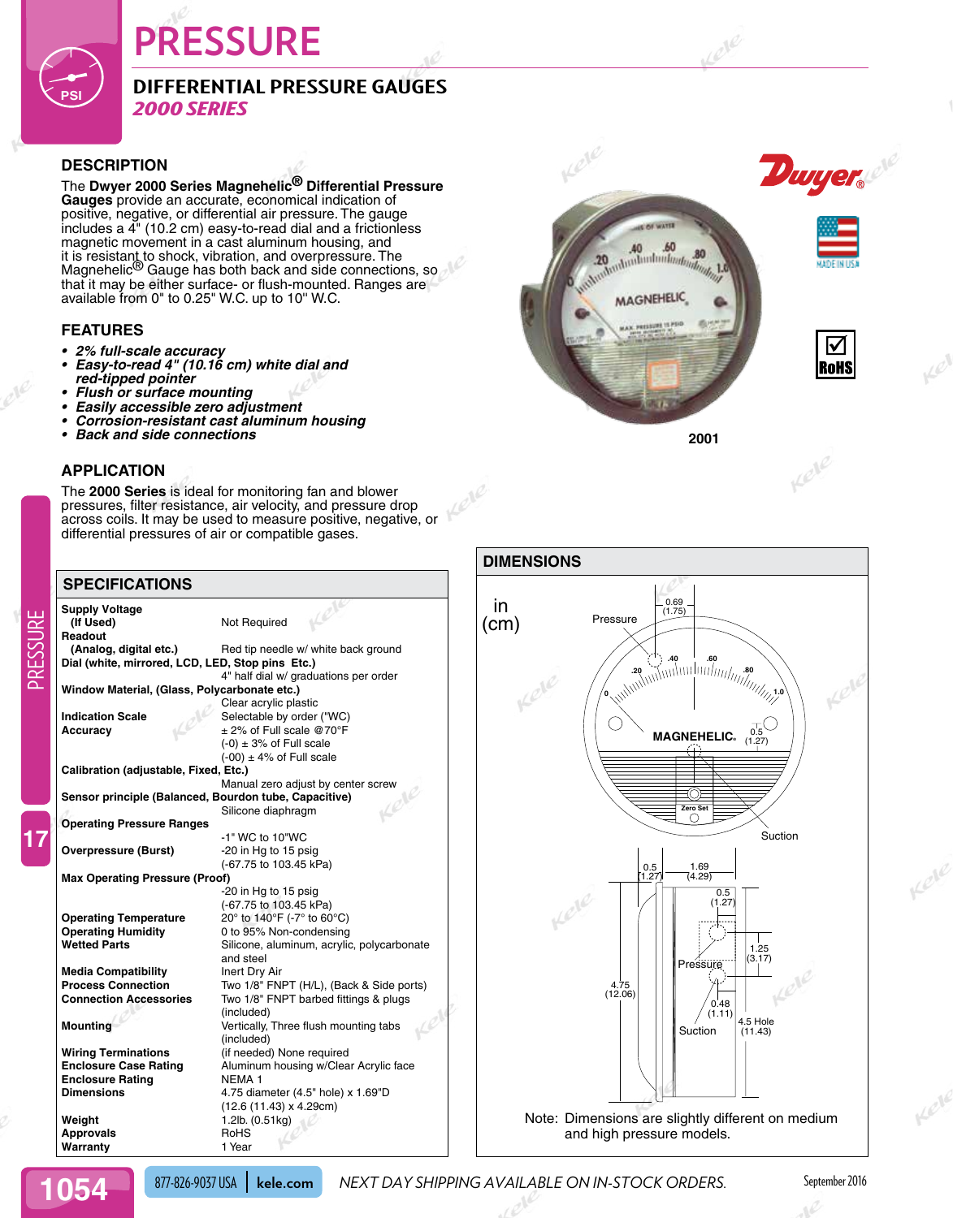# PRESSURE

## DIFFERENTIAL PRESSURE GAUGES

*2000 SERIES*

### DESCRIPTION

The **Dwyer 2000 Series Magnehelic® Differential Pressure Gauges** provide an accurate, economical indication of positive, negative, or differential air pressure. The gauge includes a 4" (10.2 cm) easy-to-read dial and a frictionless magnetic movement in a cast aluminum housing, and it is resistant to shock, vibration, and overpressure. The Magnehelic® Gauge has both back and side connections, so that it may be either surface- or flush-mounted. Ranges are available from 0" to 0.25" W.C. up to 10" W.C.

### FEATURES

- ***2% full-scale accuracy***
- ***Easy-to-read 4" (10.16 cm) white dial and red-tipped pointer***
- ***Flush or surface mounting***
- ***Easily accessible zero adjustment***
- ***Corrosion-resistant cast aluminum housing***
- ***Back and side connections***

2001

### APPLICATION

The **2000 Series** is ideal for monitoring fan and blower pressures, filter resistance, air velocity, and pressure drop across coils. It may be used to measure positive, negative, or differential pressures of air or compatible gases.

### SPECIFICATIONS

| | |
|---|---|
| **Supply Voltage (If Used)** | Not Required |
| **Readout (Analog, digital etc.)** | Red tip needle w/ white back ground |
| **Dial (white, mirrored, LCD, LED, Stop pins Etc.)** | 4" half dial w/ graduations per order |
| **Window Material, (Glass, Polycarbonate etc.)** | Clear acrylic plastic |
| **Indication Scale** | Selectable by order ("WC) |
| **Accuracy** | ± 2% of Full scale @70°F<br>(-0) ± 3% of Full scale<br>(-00) ± 4% of Full scale |
| **Calibration (adjustable, Fixed, Etc.)** | Manual zero adjust by center screw |
| **Sensor principle (Balanced, Bourdon tube, Capacitive)** | Silicone diaphragm |
| **Operating Pressure Ranges** | -1" WC to 10"WC |
| **Overpressure (Burst)** | -20 in Hg to 15 psig (-67.75 to 103.45 kPa) |
| **Max Operating Pressure (Proof)** | -20 in Hg to 15 psig (-67.75 to 103.45 kPa) |
| **Operating Temperature** | 20° to 140°F (-7° to 60°C) |
| **Operating Humidity** | 0 to 95% Non-condensing |
| **Wetted Parts** | Silicone, aluminum, acrylic, polycarbonate and steel |
| **Media Compatibility** | Inert Dry Air |
| **Process Connection** | Two 1/8" FNPT (H/L), (Back & Side ports) |
| **Connection Accessories** | Two 1/8" FNPT barbed fittings & plugs (included) |
| **Mounting** | Vertically, Three flush mounting tabs (included) |
| **Wiring Terminations** | (if needed) None required |
| **Enclosure Case Rating** | Aluminum housing w/Clear Acrylic face |
| **Enclosure Rating** | NEMA 1 |
| **Dimensions** | 4.75 diameter (4.5" hole) x 1.69"D (12.6 (11.43) x 4.29cm) |
| **Weight** | 1.2lb. (0.51kg) |
| **Approvals** | RoHS |
| **Warranty** | 1 Year |

### DIMENSIONS

in (cm)

Pressure, 0.69 (1.75), 0.5 (1.27), Zero Set, Suction, MAGNEHELIC

0.5 (1.27), 1.69 (4.29), 0.5 (1.27), 1.25 (3.17), Pressure, 4.75 (12.06), 0.48 (1.11), Suction, 4.5 Hole (11.43)

Note: Dimensions are slightly different on medium and high pressure models.

877-826-9037 USA | kele.com — NEXT DAY SHIPPING AVAILABLE ON IN-STOCK ORDERS. — September 2016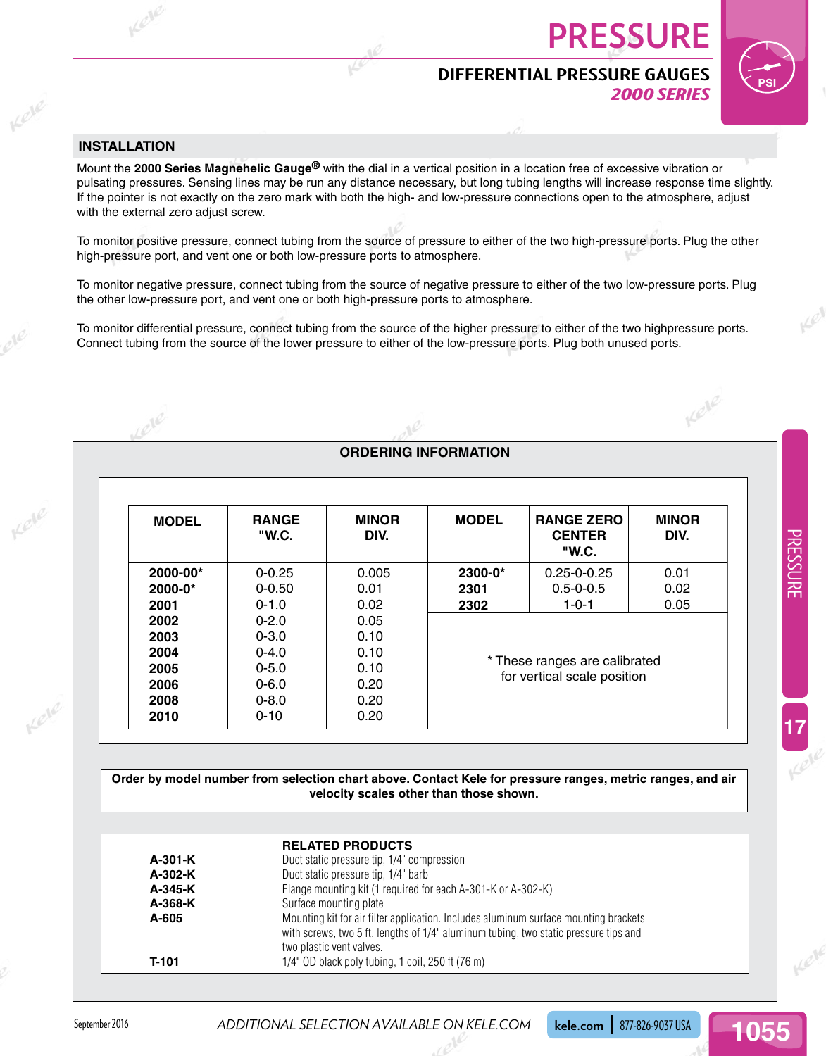# PRESSURE

## DIFFERENTIAL PRESSURE GAUGES

### *2000 SERIES*

## INSTALLATION

Mount the **2000 Series Magnehelic Gauge®** with the dial in a vertical position in a location free of excessive vibration or pulsating pressures. Sensing lines may be run any distance necessary, but long tubing lengths will increase response time slightly. If the pointer is not exactly on the zero mark with both the high- and low-pressure connections open to the atmosphere, adjust with the external zero adjust screw.

To monitor positive pressure, connect tubing from the source of pressure to either of the two high-pressure ports. Plug the other high-pressure port, and vent one or both low-pressure ports to atmosphere.

To monitor negative pressure, connect tubing from the source of negative pressure to either of the two low-pressure ports. Plug the other low-pressure port, and vent one or both high-pressure ports to atmosphere.

To monitor differential pressure, connect tubing from the source of the higher pressure to either of the two highpressure ports. Connect tubing from the source of the lower pressure to either of the low-pressure ports. Plug both unused ports.

## ORDERING INFORMATION

| MODEL | RANGE "W.C. | MINOR DIV. | MODEL | RANGE ZERO CENTER "W.C. | MINOR DIV. |
|---|---|---|---|---|---|
| **2000-00*** | 0-0.25 | 0.005 | **2300-0*** | 0.25-0-0.25 | 0.01 |
| **2000-0*** | 0-0.50 | 0.01 | **2301** | 0.5-0-0.5 | 0.02 |
| **2001** | 0-1.0 | 0.02 | **2302** | 1-0-1 | 0.05 |
| **2002** | 0-2.0 | 0.05 | | | |
| **2003** | 0-3.0 | 0.10 | | | |
| **2004** | 0-4.0 | 0.10 | | | |
| **2005** | 0-5.0 | 0.10 | | | |
| **2006** | 0-6.0 | 0.20 | | | |
| **2008** | 0-8.0 | 0.20 | | | |
| **2010** | 0-10 | 0.20 | | | |

\* These ranges are calibrated for vertical scale position

**Order by model number from selection chart above. Contact Kele for pressure ranges, metric ranges, and air velocity scales other than those shown.**

### RELATED PRODUCTS

| | |
|---|---|
| **A-301-K** | Duct static pressure tip, 1/4" compression |
| **A-302-K** | Duct static pressure tip, 1/4" barb |
| **A-345-K** | Flange mounting kit (1 required for each A-301-K or A-302-K) |
| **A-368-K** | Surface mounting plate |
| **A-605** | Mounting kit for air filter application. Includes aluminum surface mounting brackets with screws, two 5 ft. lengths of 1/4" aluminum tubing, two static pressure tips and two plastic vent valves. |
| **T-101** | 1/4" OD black poly tubing, 1 coil, 250 ft (76 m) |

September 2016 — *ADDITIONAL SELECTION AVAILABLE ON KELE.COM* — kele.com | 877-826-9037 USA